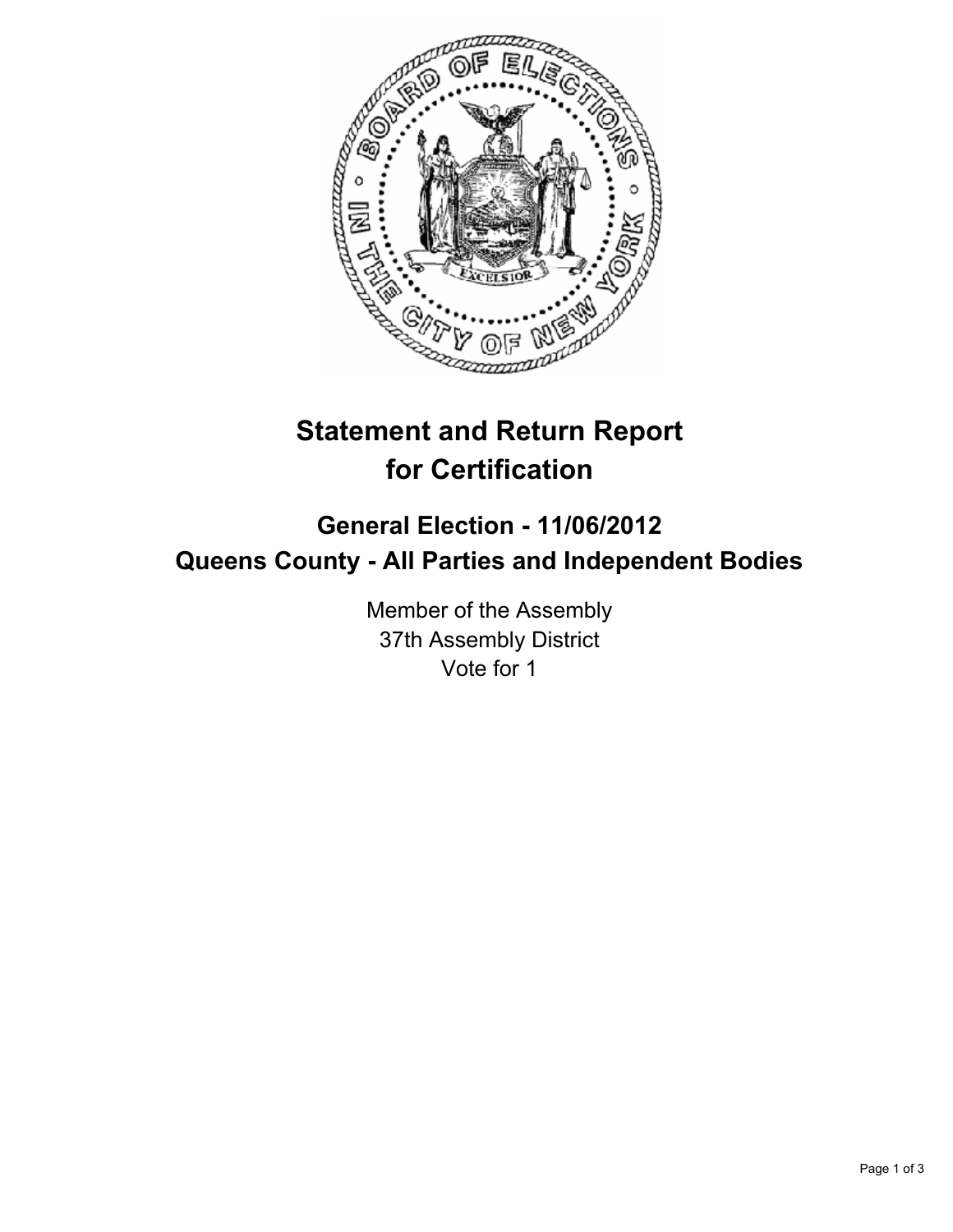# Statement and Return Report for Certification

## General Election - 11/06/2012
## Queens County - All Parties and Independent Bodies

Member of the Assembly
37th Assembly District
Vote for 1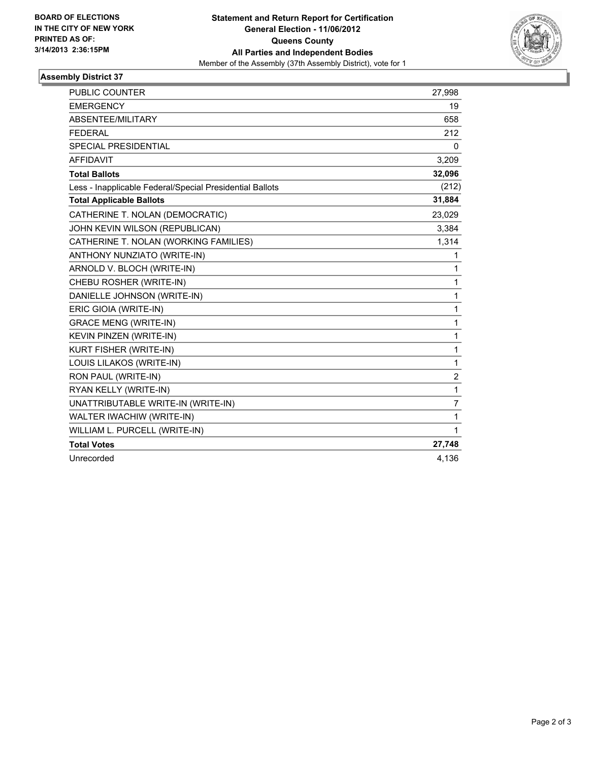**BOARD OF ELECTIONS**
**IN THE CITY OF NEW YORK**
**PRINTED AS OF:**
**3/14/2013 2:36:15PM**

# Statement and Return Report for Certification
## General Election - 11/06/2012
## Queens County
## All Parties and Independent Bodies

Member of the Assembly (37th Assembly District), vote for 1

### Assembly District 37

| | |
|---|---|
| PUBLIC COUNTER | 27,998 |
| EMERGENCY | 19 |
| ABSENTEE/MILITARY | 658 |
| FEDERAL | 212 |
| SPECIAL PRESIDENTIAL | 0 |
| AFFIDAVIT | 3,209 |
| **Total Ballots** | **32,096** |
| Less - Inapplicable Federal/Special Presidential Ballots | (212) |
| **Total Applicable Ballots** | **31,884** |
| CATHERINE T. NOLAN (DEMOCRATIC) | 23,029 |
| JOHN KEVIN WILSON (REPUBLICAN) | 3,384 |
| CATHERINE T. NOLAN (WORKING FAMILIES) | 1,314 |
| ANTHONY NUNZIATO (WRITE-IN) | 1 |
| ARNOLD V. BLOCH (WRITE-IN) | 1 |
| CHEBU ROSHER (WRITE-IN) | 1 |
| DANIELLE JOHNSON (WRITE-IN) | 1 |
| ERIC GIOIA (WRITE-IN) | 1 |
| GRACE MENG (WRITE-IN) | 1 |
| KEVIN PINZEN (WRITE-IN) | 1 |
| KURT FISHER (WRITE-IN) | 1 |
| LOUIS LILAKOS (WRITE-IN) | 1 |
| RON PAUL (WRITE-IN) | 2 |
| RYAN KELLY (WRITE-IN) | 1 |
| UNATTRIBUTABLE WRITE-IN (WRITE-IN) | 7 |
| WALTER IWACHIW (WRITE-IN) | 1 |
| WILLIAM L. PURCELL (WRITE-IN) | 1 |
| **Total Votes** | **27,748** |
| Unrecorded | 4,136 |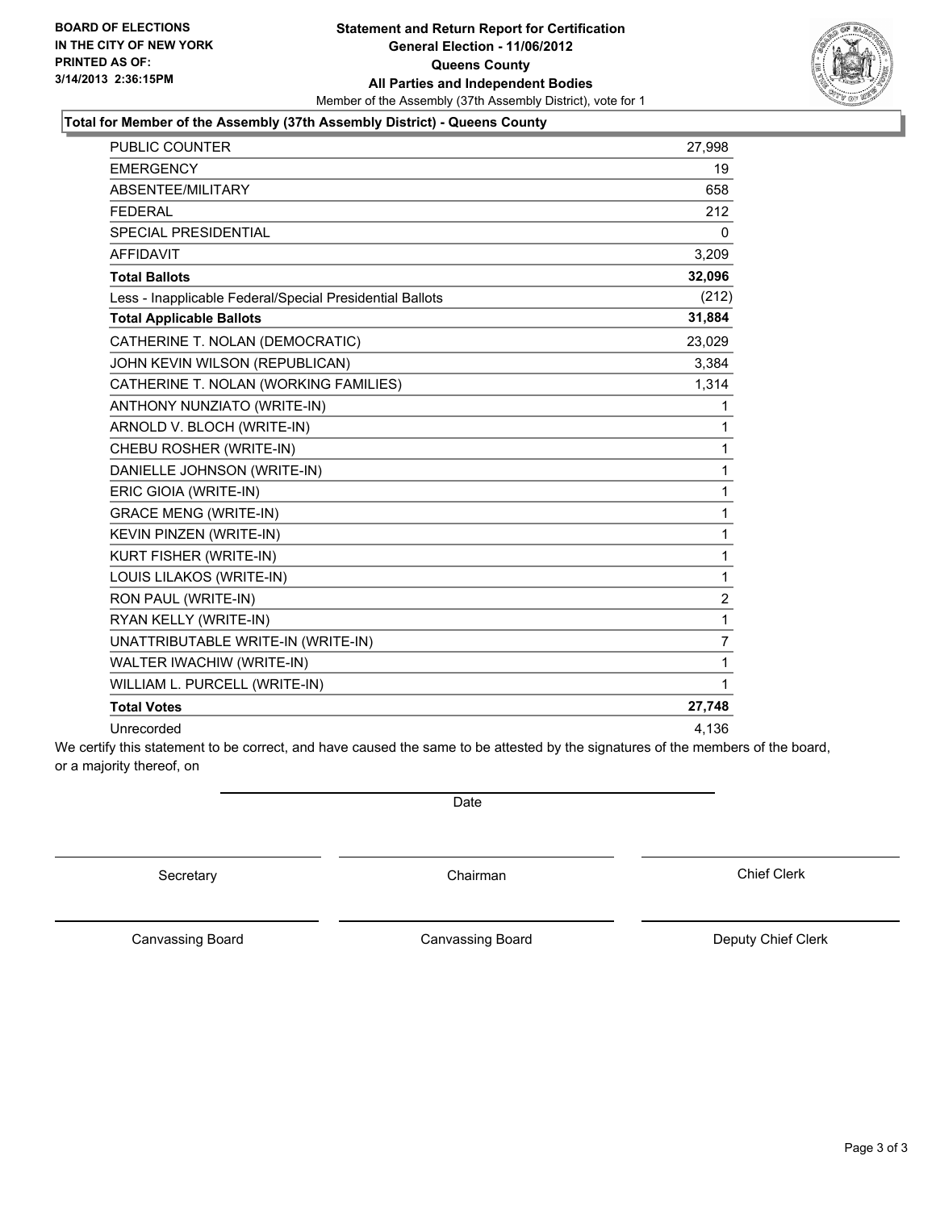**BOARD OF ELECTIONS IN THE CITY OF NEW YORK PRINTED AS OF: 3/14/2013 2:36:15PM**

**Statement and Return Report for Certification**
**General Election - 11/06/2012**
**Queens County**
**All Parties and Independent Bodies**
Member of the Assembly (37th Assembly District), vote for 1

**Total for Member of the Assembly (37th Assembly District) - Queens County**

| | |
|---|---|
| PUBLIC COUNTER | 27,998 |
| EMERGENCY | 19 |
| ABSENTEE/MILITARY | 658 |
| FEDERAL | 212 |
| SPECIAL PRESIDENTIAL | 0 |
| AFFIDAVIT | 3,209 |
| **Total Ballots** | **32,096** |
| Less - Inapplicable Federal/Special Presidential Ballots | (212) |
| **Total Applicable Ballots** | **31,884** |
| CATHERINE T. NOLAN (DEMOCRATIC) | 23,029 |
| JOHN KEVIN WILSON (REPUBLICAN) | 3,384 |
| CATHERINE T. NOLAN (WORKING FAMILIES) | 1,314 |
| ANTHONY NUNZIATO (WRITE-IN) | 1 |
| ARNOLD V. BLOCH (WRITE-IN) | 1 |
| CHEBU ROSHER (WRITE-IN) | 1 |
| DANIELLE JOHNSON (WRITE-IN) | 1 |
| ERIC GIOIA (WRITE-IN) | 1 |
| GRACE MENG (WRITE-IN) | 1 |
| KEVIN PINZEN (WRITE-IN) | 1 |
| KURT FISHER (WRITE-IN) | 1 |
| LOUIS LILAKOS (WRITE-IN) | 1 |
| RON PAUL (WRITE-IN) | 2 |
| RYAN KELLY (WRITE-IN) | 1 |
| UNATTRIBUTABLE WRITE-IN (WRITE-IN) | 7 |
| WALTER IWACHIW (WRITE-IN) | 1 |
| WILLIAM L. PURCELL (WRITE-IN) | 1 |
| **Total Votes** | **27,748** |
| Unrecorded | 4,136 |

We certify this statement to be correct, and have caused the same to be attested by the signatures of the members of the board, or a majority thereof, on

Date

Secretary | Chairman | Chief Clerk

Canvassing Board | Canvassing Board | Deputy Chief Clerk